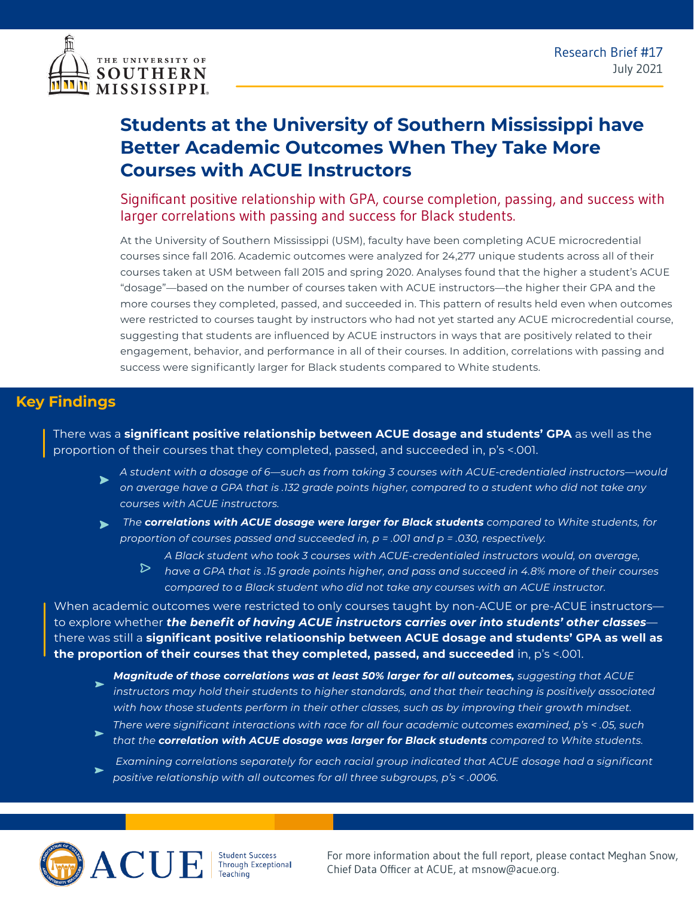THE UNIVERSITY OF SOUTHERN MISSISSIPPI

Research Brief #17
July 2021

# Students at the University of Southern Mississippi have Better Academic Outcomes When They Take More Courses with ACUE Instructors

## Significant positive relationship with GPA, course completion, passing, and success with larger correlations with passing and success for Black students.

At the University of Southern Mississippi (USM), faculty have been completing ACUE microcredential courses since fall 2016. Academic outcomes were analyzed for 24,277 unique students across all of their courses taken at USM between fall 2015 and spring 2020. Analyses found that the higher a student's ACUE "dosage"—based on the number of courses taken with ACUE instructors—the higher their GPA and the more courses they completed, passed, and succeeded in. This pattern of results held even when outcomes were restricted to courses taught by instructors who had not yet started any ACUE microcredential course, suggesting that students are influenced by ACUE instructors in ways that are positively related to their engagement, behavior, and performance in all of their courses. In addition, correlations with passing and success were significantly larger for Black students compared to White students.

## Key Findings

There was a **significant positive relationship between ACUE dosage and students' GPA** as well as the proportion of their courses that they completed, passed, and succeeded in, p's <.001.

- *A student with a dosage of 6—such as from taking 3 courses with ACUE-credentialed instructors—would on average have a GPA that is .132 grade points higher, compared to a student who did not take any courses with ACUE instructors.*
- *The **correlations with ACUE dosage were larger for Black students** compared to White students, for proportion of courses passed and succeeded in, p = .001 and p = .030, respectively.*
  - *A Black student who took 3 courses with ACUE-credentialed instructors would, on average, have a GPA that is .15 grade points higher, and pass and succeed in 4.8% more of their courses compared to a Black student who did not take any courses with an ACUE instructor.*

When academic outcomes were restricted to only courses taught by non-ACUE or pre-ACUE instructors—to explore whether ***the benefit of having ACUE instructors carries over into students' other classes***—there was still a **significant positive relatioonship between ACUE dosage and students' GPA as well as the proportion of their courses that they completed, passed, and succeeded** in, p's <.001.

- ***Magnitude of those correlations was at least 50% larger for all outcomes,*** *suggesting that ACUE instructors may hold their students to higher standards, and that their teaching is positively associated with how those students perform in their other classes, such as by improving their growth mindset.*
- *There were significant interactions with race for all four academic outcomes examined, p's < .05, such that the **correlation with ACUE dosage was larger for Black students** compared to White students.*
- *Examining correlations separately for each racial group indicated that ACUE dosage had a significant positive relationship with all outcomes for all three subgroups, p's < .0006.*

ACUE Student Success Through Exceptional Teaching

For more information about the full report, please contact Meghan Snow, Chief Data Officer at ACUE, at msnow@acue.org.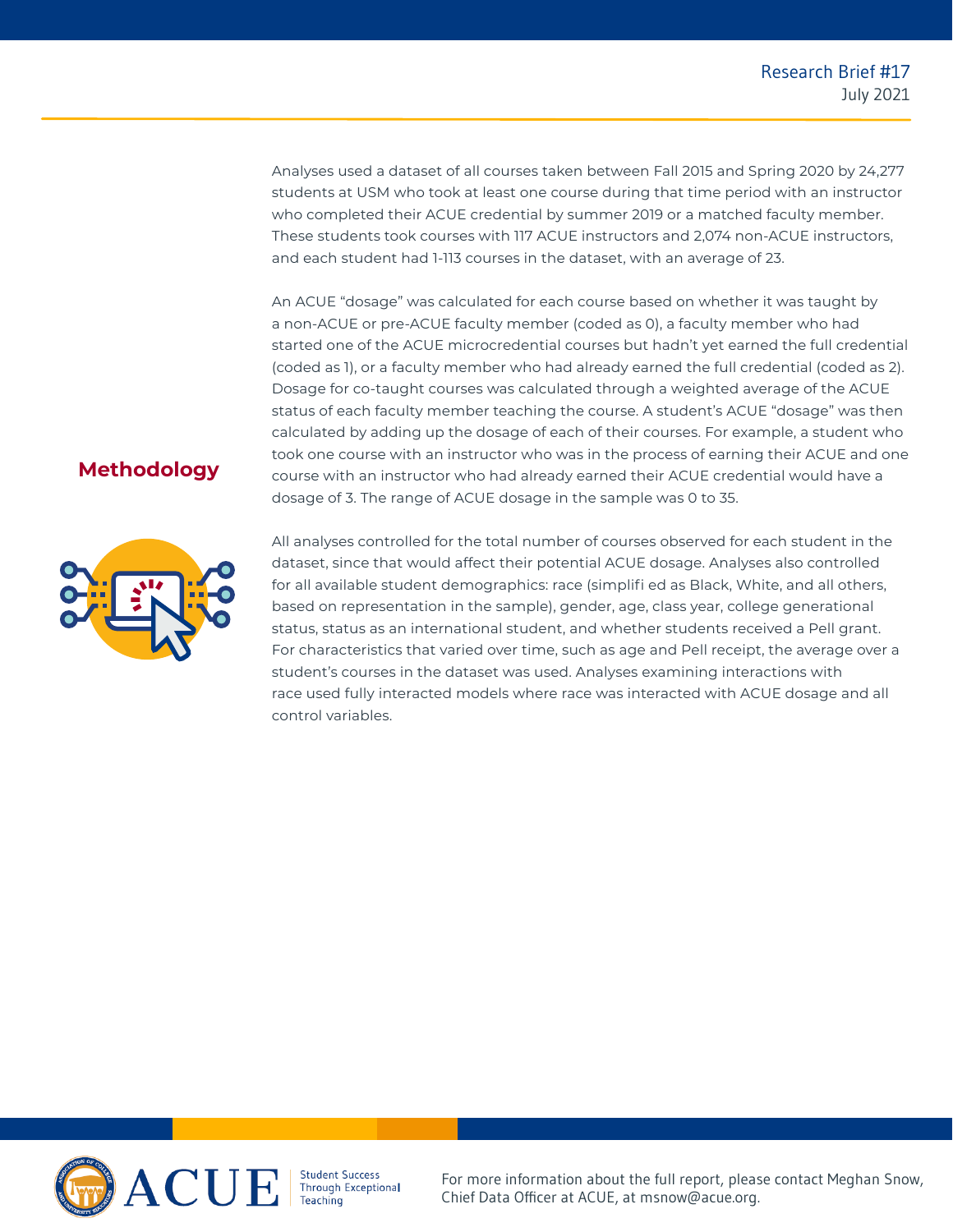## Methodology

Analyses used a dataset of all courses taken between Fall 2015 and Spring 2020 by 24,277 students at USM who took at least one course during that time period with an instructor who completed their ACUE credential by summer 2019 or a matched faculty member. These students took courses with 117 ACUE instructors and 2,074 non-ACUE instructors, and each student had 1-113 courses in the dataset, with an average of 23.

An ACUE "dosage" was calculated for each course based on whether it was taught by a non-ACUE or pre-ACUE faculty member (coded as 0), a faculty member who had started one of the ACUE microcredential courses but hadn't yet earned the full credential (coded as 1), or a faculty member who had already earned the full credential (coded as 2). Dosage for co-taught courses was calculated through a weighted average of the ACUE status of each faculty member teaching the course. A student's ACUE "dosage" was then calculated by adding up the dosage of each of their courses. For example, a student who took one course with an instructor who was in the process of earning their ACUE and one course with an instructor who had already earned their ACUE credential would have a dosage of 3. The range of ACUE dosage in the sample was 0 to 35.

All analyses controlled for the total number of courses observed for each student in the dataset, since that would affect their potential ACUE dosage. Analyses also controlled for all available student demographics: race (simplifi ed as Black, White, and all others, based on representation in the sample), gender, age, class year, college generational status, status as an international student, and whether students received a Pell grant. For characteristics that varied over time, such as age and Pell receipt, the average over a student's courses in the dataset was used. Analyses examining interactions with race used fully interacted models where race was interacted with ACUE dosage and all control variables.

For more information about the full report, please contact Meghan Snow, Chief Data Officer at ACUE, at msnow@acue.org.